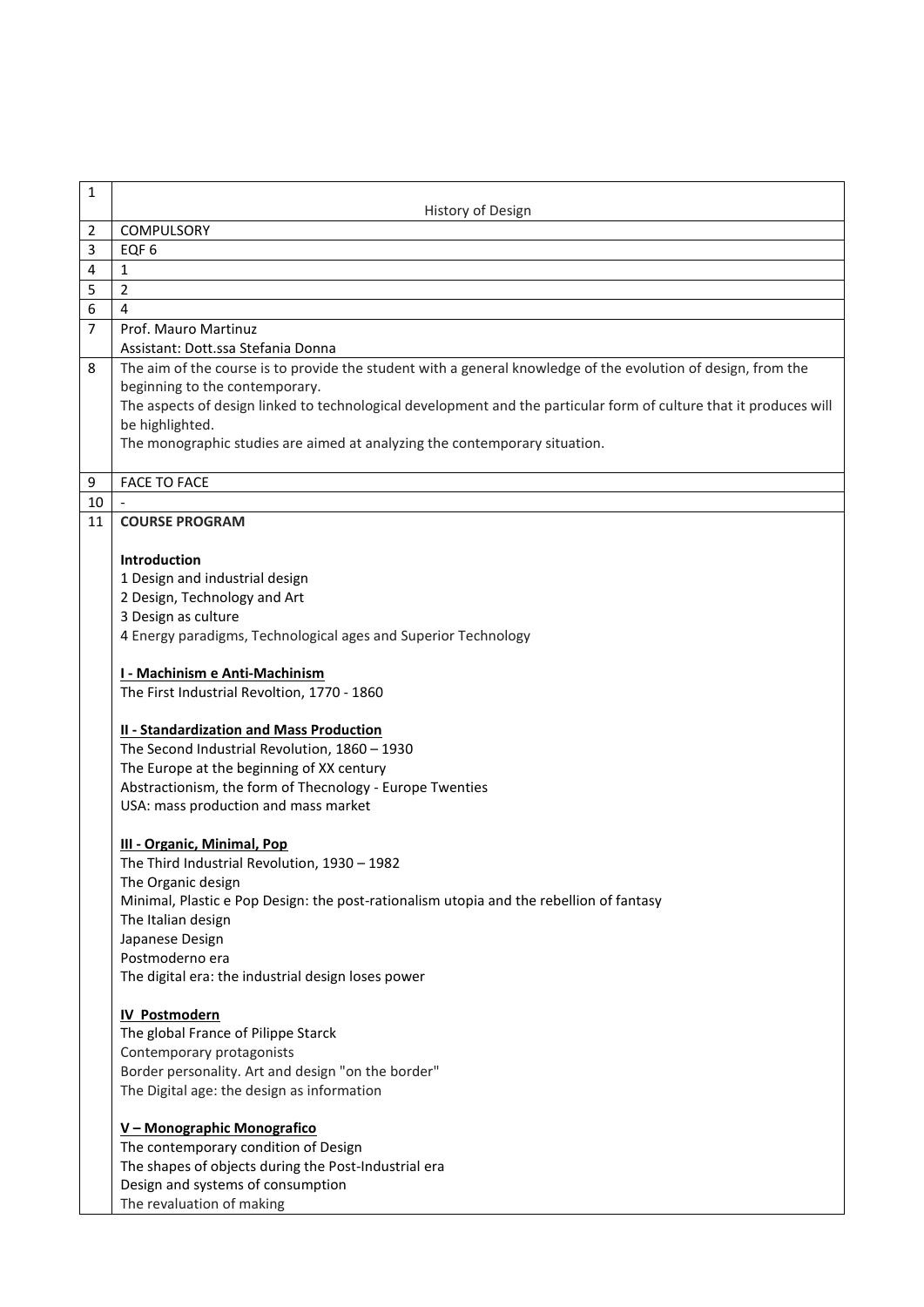| 1 | History of Design |
|---|---|
| 2 | COMPULSORY |
| 3 | EQF 6 |
| 4 | 1 |
| 5 | 2 |
| 6 | 4 |
| 7 | Prof. Mauro Martinuz<br>Assistant: Dott.ssa Stefania Donna |
| 8 | The aim of the course is to provide the student with a general knowledge of the evolution of design, from the beginning to the contemporary.<br>The aspects of design linked to technological development and the particular form of culture that it produces will be highlighted.<br>The monographic studies are aimed at analyzing the contemporary situation. |
| 9 | FACE TO FACE |
| 10 | - |
| 11 | **COURSE PROGRAM**<br><br>**Introduction**<br>1 Design and industrial design<br>2 Design, Technology and Art<br>3 Design as culture<br>4 Energy paradigms, Technological ages and Superior Technology<br><br>**I - Machinism e Anti-Machinism**<br>The First Industrial Revoltion, 1770 - 1860<br><br>**II - Standardization and Mass Production**<br>The Second Industrial Revolution, 1860 – 1930<br>The Europe at the beginning of XX century<br>Abstractionism, the form of Thecnology - Europe Twenties<br>USA: mass production and mass market<br><br>**III - Organic, Minimal, Pop**<br>The Third Industrial Revolution, 1930 – 1982<br>The Organic design<br>Minimal, Plastic e Pop Design: the post-rationalism utopia and the rebellion of fantasy<br>The Italian design<br>Japanese Design<br>Postmoderno era<br>The digital era: the industrial design loses power<br><br>**IV Postmodern**<br>The global France of Pilippe Starck<br>Contemporary protagonists<br>Border personality. Art and design "on the border"<br>The Digital age: the design as information<br><br>**V – Monographic Monografico**<br>The contemporary condition of Design<br>The shapes of objects during the Post-Industrial era<br>Design and systems of consumption<br>The revaluation of making |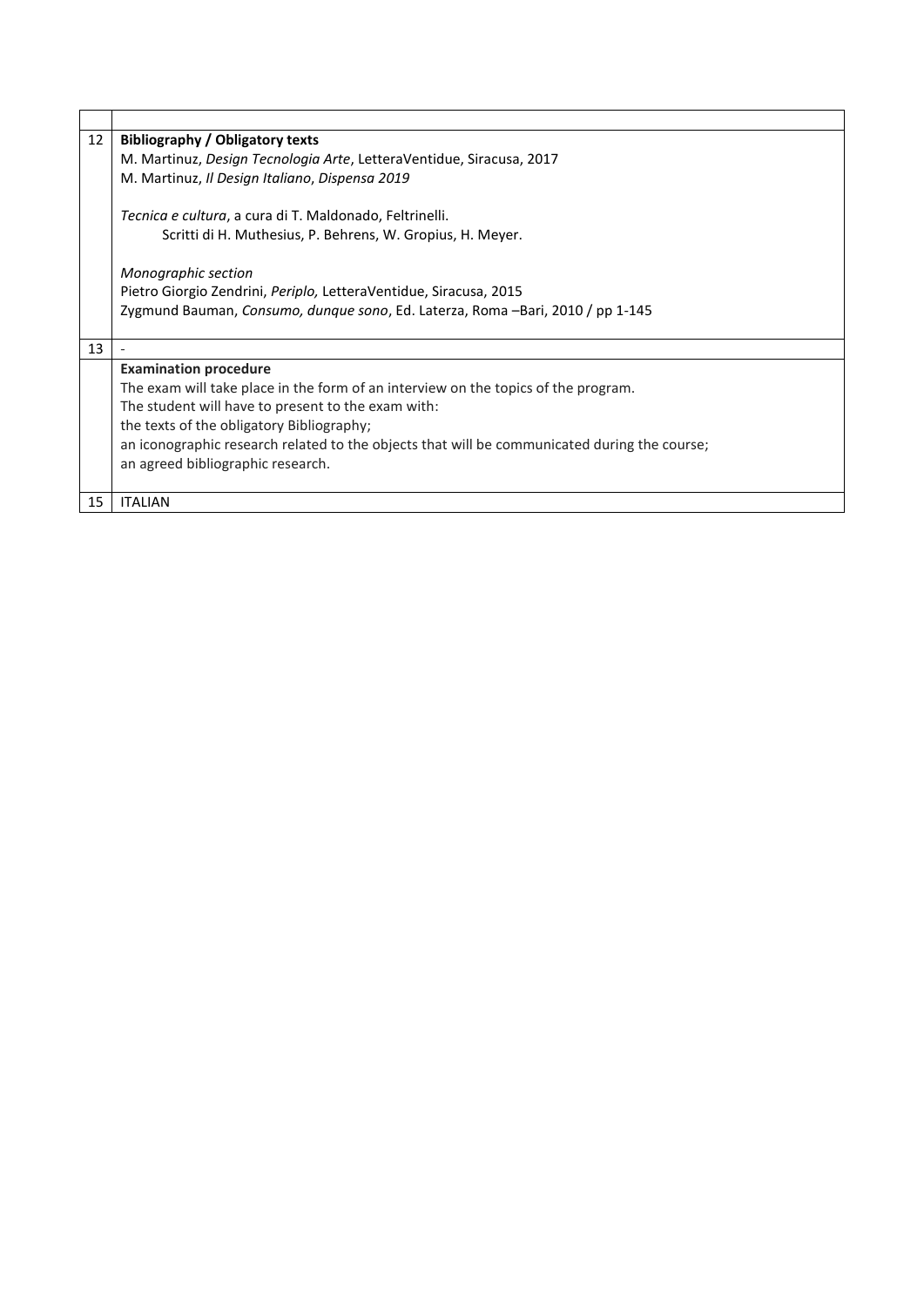| | |
|---|---|
| 12 | **Bibliography / Obligatory texts**<br>M. Martinuz, *Design Tecnologia Arte*, LetteraVentidue, Siracusa, 2017<br>M. Martinuz, *Il Design Italiano*, *Dispensa 2019*<br><br>*Tecnica e cultura*, a cura di T. Maldonado, Feltrinelli.<br>Scritti di H. Muthesius, P. Behrens, W. Gropius, H. Meyer.<br><br>*Monographic section*<br>Pietro Giorgio Zendrini, *Periplo,* LetteraVentidue, Siracusa, 2015<br>Zygmund Bauman, *Consumo, dunque sono*, Ed. Laterza, Roma –Bari, 2010 / pp 1-145 |
| 13 | - |
| | **Examination procedure**<br>The exam will take place in the form of an interview on the topics of the program.<br>The student will have to present to the exam with:<br>the texts of the obligatory Bibliography;<br>an iconographic research related to the objects that will be communicated during the course;<br>an agreed bibliographic research. |
| 15 | ITALIAN |